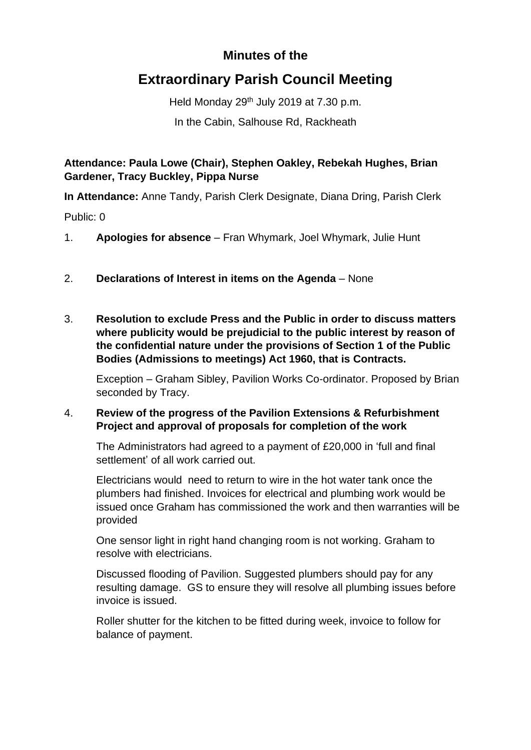**Minutes of the**

# Extraordinary Parish Council Meeting

Held Monday 29th July 2019 at 7.30 p.m.

In the Cabin, Salhouse Rd, Rackheath

**Attendance: Paula Lowe (Chair), Stephen Oakley, Rebekah Hughes, Brian Gardener, Tracy Buckley, Pippa Nurse**

**In Attendance:** Anne Tandy, Parish Clerk Designate, Diana Dring, Parish Clerk

Public: 0

1. **Apologies for absence** – Fran Whymark, Joel Whymark, Julie Hunt

2. **Declarations of Interest in items on the Agenda** – None

3. **Resolution to exclude Press and the Public in order to discuss matters where publicity would be prejudicial to the public interest by reason of the confidential nature under the provisions of Section 1 of the Public Bodies (Admissions to meetings) Act 1960, that is Contracts.**

   Exception – Graham Sibley, Pavilion Works Co-ordinator. Proposed by Brian seconded by Tracy.

4. **Review of the progress of the Pavilion Extensions & Refurbishment Project and approval of proposals for completion of the work**

   The Administrators had agreed to a payment of £20,000 in 'full and final settlement' of all work carried out.

   Electricians would need to return to wire in the hot water tank once the plumbers had finished. Invoices for electrical and plumbing work would be issued once Graham has commissioned the work and then warranties will be provided

   One sensor light in right hand changing room is not working. Graham to resolve with electricians.

   Discussed flooding of Pavilion. Suggested plumbers should pay for any resulting damage. GS to ensure they will resolve all plumbing issues before invoice is issued.

   Roller shutter for the kitchen to be fitted during week, invoice to follow for balance of payment.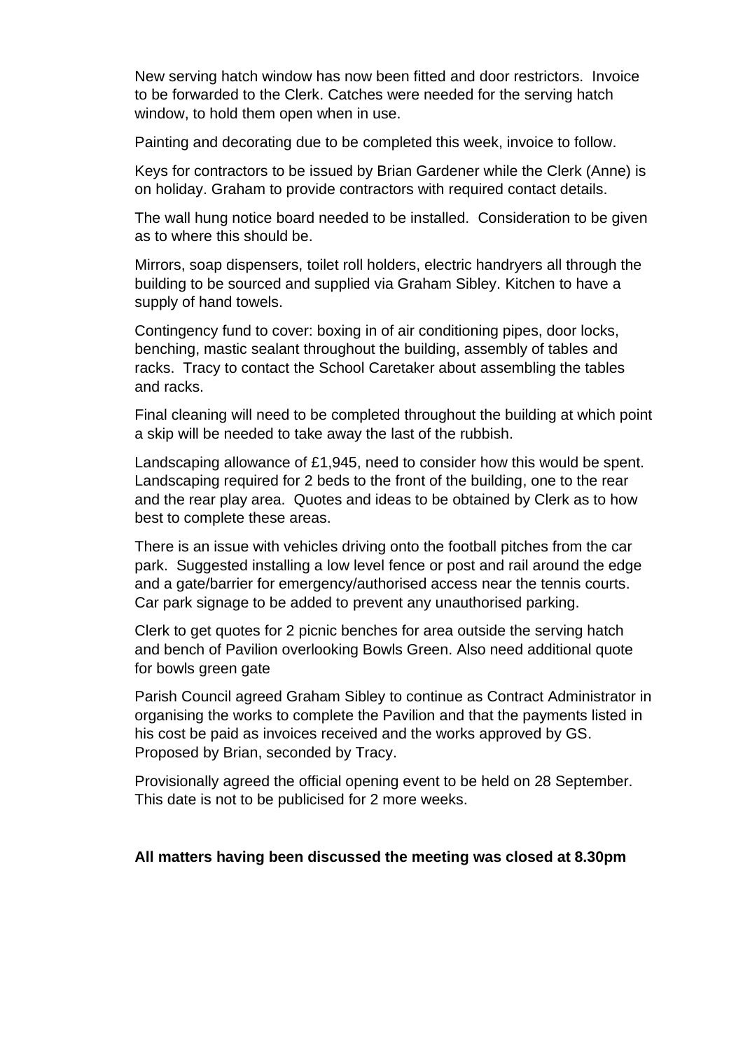New serving hatch window has now been fitted and door restrictors. Invoice to be forwarded to the Clerk. Catches were needed for the serving hatch window, to hold them open when in use.

Painting and decorating due to be completed this week, invoice to follow.

Keys for contractors to be issued by Brian Gardener while the Clerk (Anne) is on holiday. Graham to provide contractors with required contact details.

The wall hung notice board needed to be installed. Consideration to be given as to where this should be.

Mirrors, soap dispensers, toilet roll holders, electric handryers all through the building to be sourced and supplied via Graham Sibley. Kitchen to have a supply of hand towels.

Contingency fund to cover: boxing in of air conditioning pipes, door locks, benching, mastic sealant throughout the building, assembly of tables and racks. Tracy to contact the School Caretaker about assembling the tables and racks.

Final cleaning will need to be completed throughout the building at which point a skip will be needed to take away the last of the rubbish.

Landscaping allowance of £1,945, need to consider how this would be spent. Landscaping required for 2 beds to the front of the building, one to the rear and the rear play area. Quotes and ideas to be obtained by Clerk as to how best to complete these areas.

There is an issue with vehicles driving onto the football pitches from the car park. Suggested installing a low level fence or post and rail around the edge and a gate/barrier for emergency/authorised access near the tennis courts. Car park signage to be added to prevent any unauthorised parking.

Clerk to get quotes for 2 picnic benches for area outside the serving hatch and bench of Pavilion overlooking Bowls Green. Also need additional quote for bowls green gate

Parish Council agreed Graham Sibley to continue as Contract Administrator in organising the works to complete the Pavilion and that the payments listed in his cost be paid as invoices received and the works approved by GS. Proposed by Brian, seconded by Tracy.

Provisionally agreed the official opening event to be held on 28 September. This date is not to be publicised for 2 more weeks.

**All matters having been discussed the meeting was closed at 8.30pm**